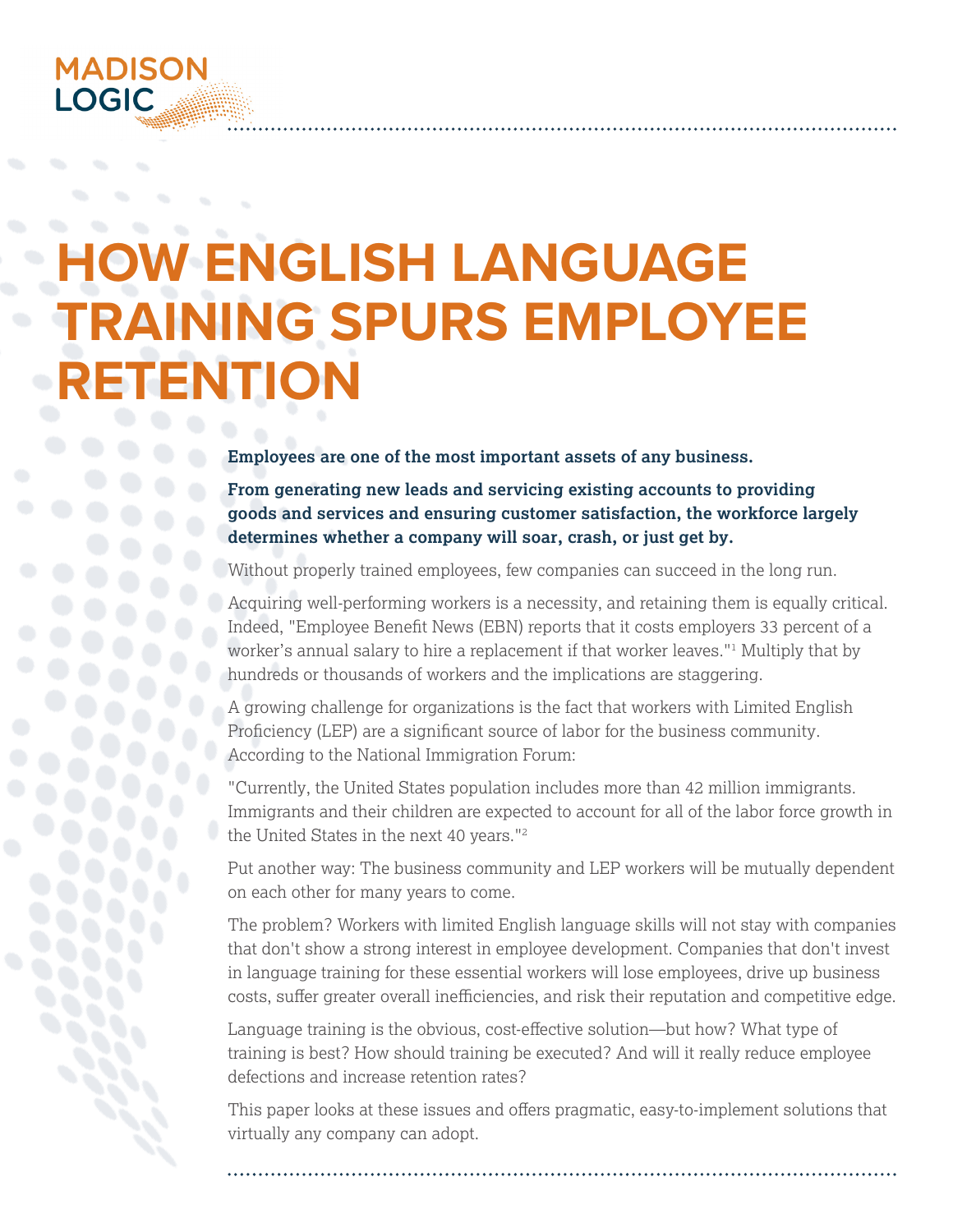MADISON LOGIC

# HOW ENGLISH LANGUAGE TRAINING SPURS EMPLOYEE RETENTION

**Employees are one of the most important assets of any business.**

**From generating new leads and servicing existing accounts to providing goods and services and ensuring customer satisfaction, the workforce largely determines whether a company will soar, crash, or just get by.**

Without properly trained employees, few companies can succeed in the long run.

Acquiring well-performing workers is a necessity, and retaining them is equally critical. Indeed, "Employee Benefit News (EBN) reports that it costs employers 33 percent of a worker's annual salary to hire a replacement if that worker leaves."[1] Multiply that by hundreds or thousands of workers and the implications are staggering.

A growing challenge for organizations is the fact that workers with Limited English Proficiency (LEP) are a significant source of labor for the business community. According to the National Immigration Forum:

"Currently, the United States population includes more than 42 million immigrants. Immigrants and their children are expected to account for all of the labor force growth in the United States in the next 40 years."[2]

Put another way: The business community and LEP workers will be mutually dependent on each other for many years to come.

The problem? Workers with limited English language skills will not stay with companies that don't show a strong interest in employee development. Companies that don't invest in language training for these essential workers will lose employees, drive up business costs, suffer greater overall inefficiencies, and risk their reputation and competitive edge.

Language training is the obvious, cost-effective solution—but how? What type of training is best? How should training be executed? And will it really reduce employee defections and increase retention rates?

This paper looks at these issues and offers pragmatic, easy-to-implement solutions that virtually any company can adopt.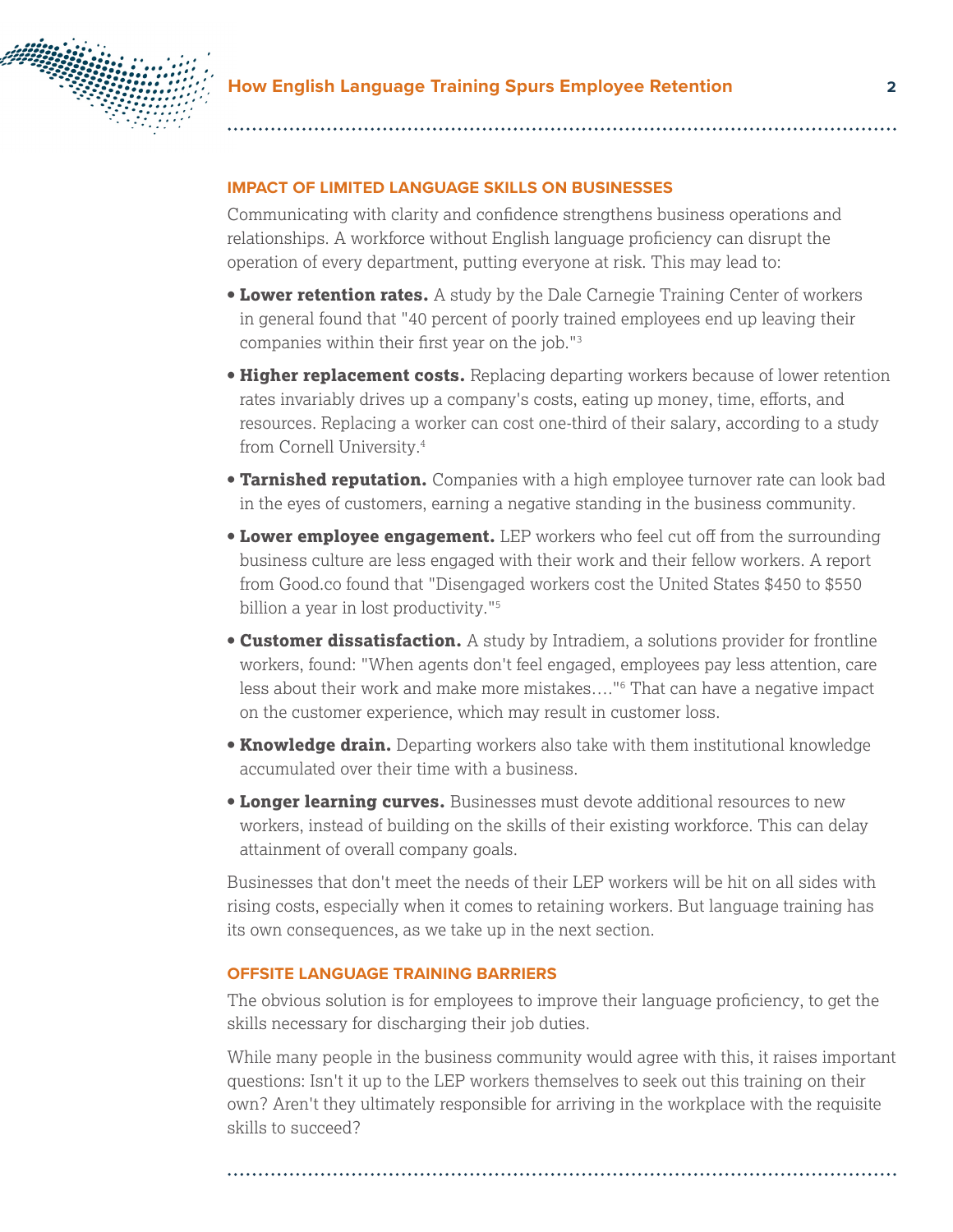## IMPACT OF LIMITED LANGUAGE SKILLS ON BUSINESSES

Communicating with clarity and confidence strengthens business operations and relationships. A workforce without English language proficiency can disrupt the operation of every department, putting everyone at risk. This may lead to:

- **Lower retention rates.** A study by the Dale Carnegie Training Center of workers in general found that "40 percent of poorly trained employees end up leaving their companies within their first year on the job."[3]
- **Higher replacement costs.** Replacing departing workers because of lower retention rates invariably drives up a company's costs, eating up money, time, efforts, and resources. Replacing a worker can cost one-third of their salary, according to a study from Cornell University.[4]
- **Tarnished reputation.** Companies with a high employee turnover rate can look bad in the eyes of customers, earning a negative standing in the business community.
- **Lower employee engagement.** LEP workers who feel cut off from the surrounding business culture are less engaged with their work and their fellow workers. A report from Good.co found that "Disengaged workers cost the United States $450 to $550 billion a year in lost productivity."[5]
- **Customer dissatisfaction.** A study by Intradiem, a solutions provider for frontline workers, found: "When agents don't feel engaged, employees pay less attention, care less about their work and make more mistakes…."[6] That can have a negative impact on the customer experience, which may result in customer loss.
- **Knowledge drain.** Departing workers also take with them institutional knowledge accumulated over their time with a business.
- **Longer learning curves.** Businesses must devote additional resources to new workers, instead of building on the skills of their existing workforce. This can delay attainment of overall company goals.

Businesses that don't meet the needs of their LEP workers will be hit on all sides with rising costs, especially when it comes to retaining workers. But language training has its own consequences, as we take up in the next section.

## OFFSITE LANGUAGE TRAINING BARRIERS

The obvious solution is for employees to improve their language proficiency, to get the skills necessary for discharging their job duties.

While many people in the business community would agree with this, it raises important questions: Isn't it up to the LEP workers themselves to seek out this training on their own? Aren't they ultimately responsible for arriving in the workplace with the requisite skills to succeed?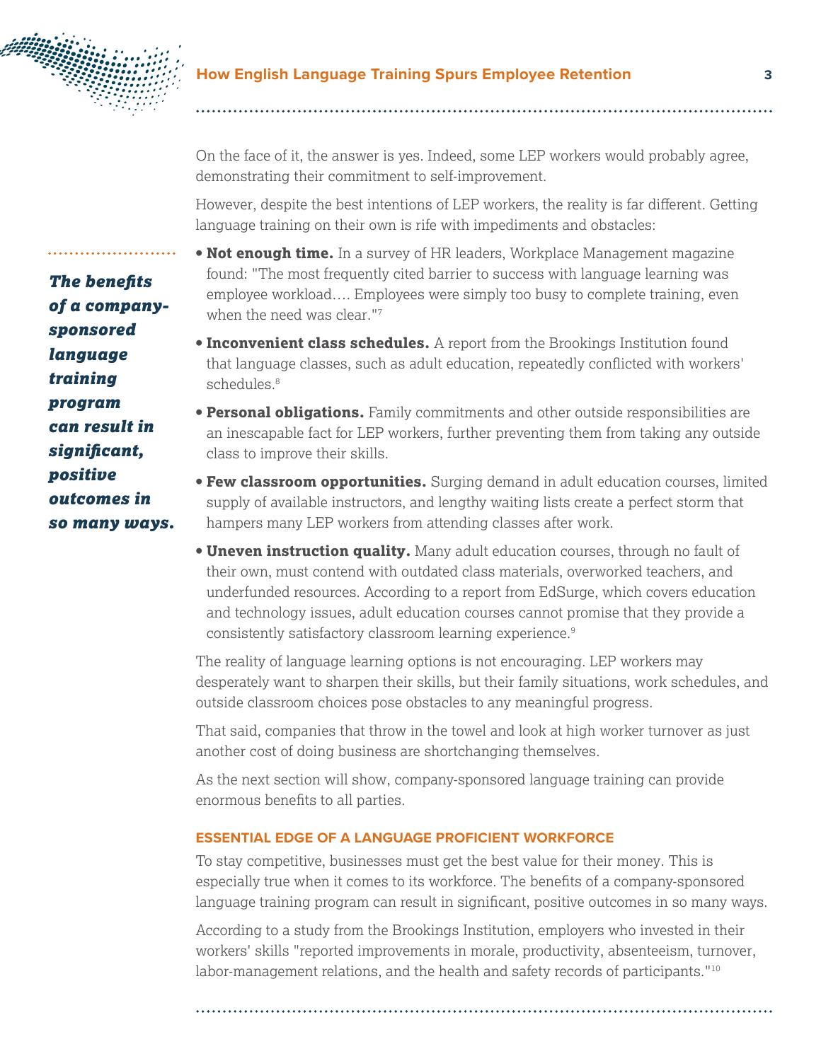On the face of it, the answer is yes. Indeed, some LEP workers would probably agree, demonstrating their commitment to self-improvement.

However, despite the best intentions of LEP workers, the reality is far different. Getting language training on their own is rife with impediments and obstacles:

> ***The benefits of a company-sponsored language training program can result in significant, positive outcomes in so many ways.***

- **Not enough time.** In a survey of HR leaders, Workplace Management magazine found: "The most frequently cited barrier to success with language learning was employee workload…. Employees were simply too busy to complete training, even when the need was clear."[7]
- **Inconvenient class schedules.** A report from the Brookings Institution found that language classes, such as adult education, repeatedly conflicted with workers' schedules.[8]
- **Personal obligations.** Family commitments and other outside responsibilities are an inescapable fact for LEP workers, further preventing them from taking any outside class to improve their skills.
- **Few classroom opportunities.** Surging demand in adult education courses, limited supply of available instructors, and lengthy waiting lists create a perfect storm that hampers many LEP workers from attending classes after work.
- **Uneven instruction quality.** Many adult education courses, through no fault of their own, must contend with outdated class materials, overworked teachers, and underfunded resources. According to a report from EdSurge, which covers education and technology issues, adult education courses cannot promise that they provide a consistently satisfactory classroom learning experience.[9]

The reality of language learning options is not encouraging. LEP workers may desperately want to sharpen their skills, but their family situations, work schedules, and outside classroom choices pose obstacles to any meaningful progress.

That said, companies that throw in the towel and look at high worker turnover as just another cost of doing business are shortchanging themselves.

As the next section will show, company-sponsored language training can provide enormous benefits to all parties.

## ESSENTIAL EDGE OF A LANGUAGE PROFICIENT WORKFORCE

To stay competitive, businesses must get the best value for their money. This is especially true when it comes to its workforce. The benefits of a company-sponsored language training program can result in significant, positive outcomes in so many ways.

According to a study from the Brookings Institution, employers who invested in their workers' skills "reported improvements in morale, productivity, absenteeism, turnover, labor-management relations, and the health and safety records of participants."[10]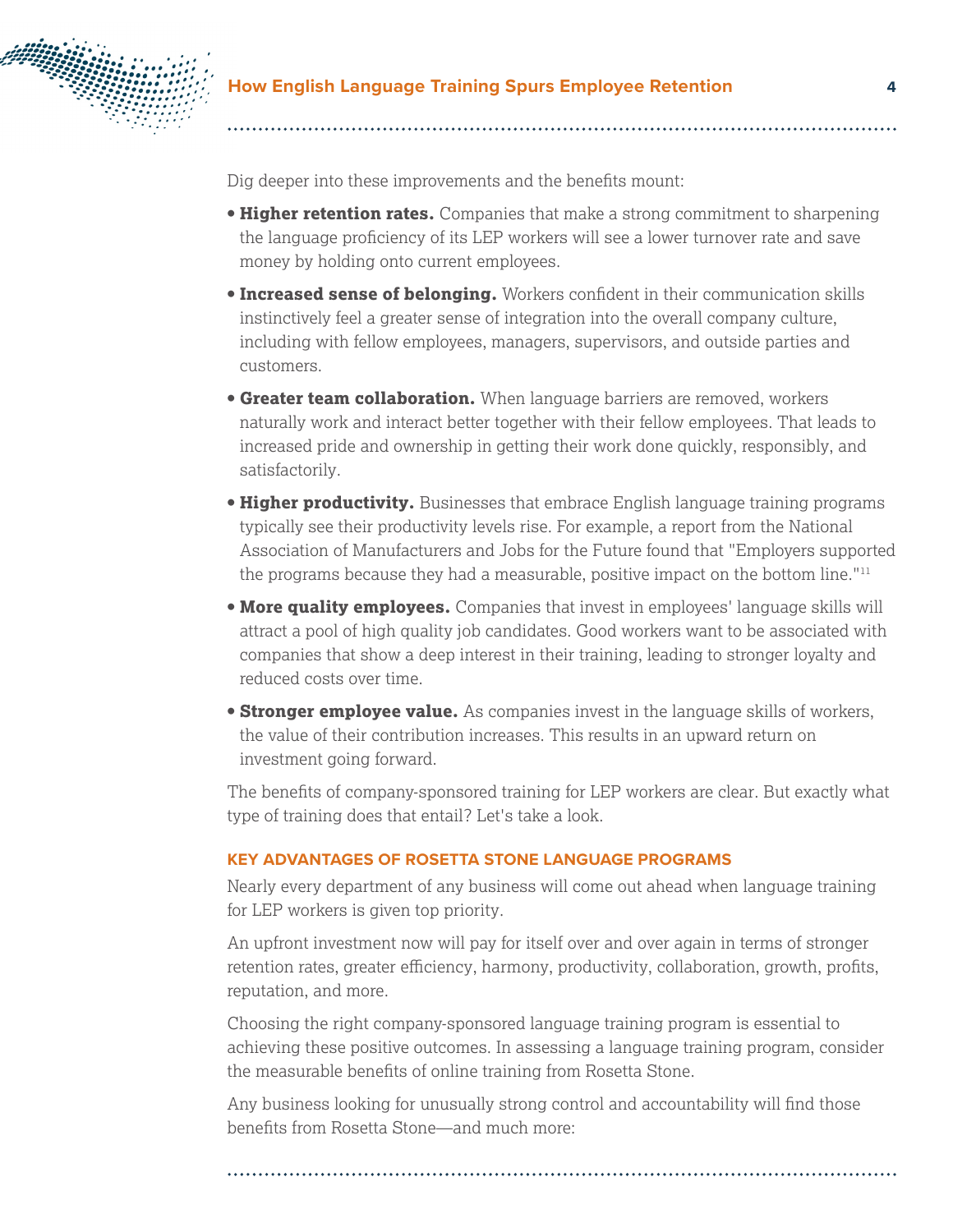Dig deeper into these improvements and the benefits mount:

- **Higher retention rates.** Companies that make a strong commitment to sharpening the language proficiency of its LEP workers will see a lower turnover rate and save money by holding onto current employees.
- **Increased sense of belonging.** Workers confident in their communication skills instinctively feel a greater sense of integration into the overall company culture, including with fellow employees, managers, supervisors, and outside parties and customers.
- **Greater team collaboration.** When language barriers are removed, workers naturally work and interact better together with their fellow employees. That leads to increased pride and ownership in getting their work done quickly, responsibly, and satisfactorily.
- **Higher productivity.** Businesses that embrace English language training programs typically see their productivity levels rise. For example, a report from the National Association of Manufacturers and Jobs for the Future found that "Employers supported the programs because they had a measurable, positive impact on the bottom line."[11]
- **More quality employees.** Companies that invest in employees' language skills will attract a pool of high quality job candidates. Good workers want to be associated with companies that show a deep interest in their training, leading to stronger loyalty and reduced costs over time.
- **Stronger employee value.** As companies invest in the language skills of workers, the value of their contribution increases. This results in an upward return on investment going forward.

The benefits of company-sponsored training for LEP workers are clear. But exactly what type of training does that entail? Let's take a look.

## KEY ADVANTAGES OF ROSETTA STONE LANGUAGE PROGRAMS

Nearly every department of any business will come out ahead when language training for LEP workers is given top priority.

An upfront investment now will pay for itself over and over again in terms of stronger retention rates, greater efficiency, harmony, productivity, collaboration, growth, profits, reputation, and more.

Choosing the right company-sponsored language training program is essential to achieving these positive outcomes. In assessing a language training program, consider the measurable benefits of online training from Rosetta Stone.

Any business looking for unusually strong control and accountability will find those benefits from Rosetta Stone—and much more: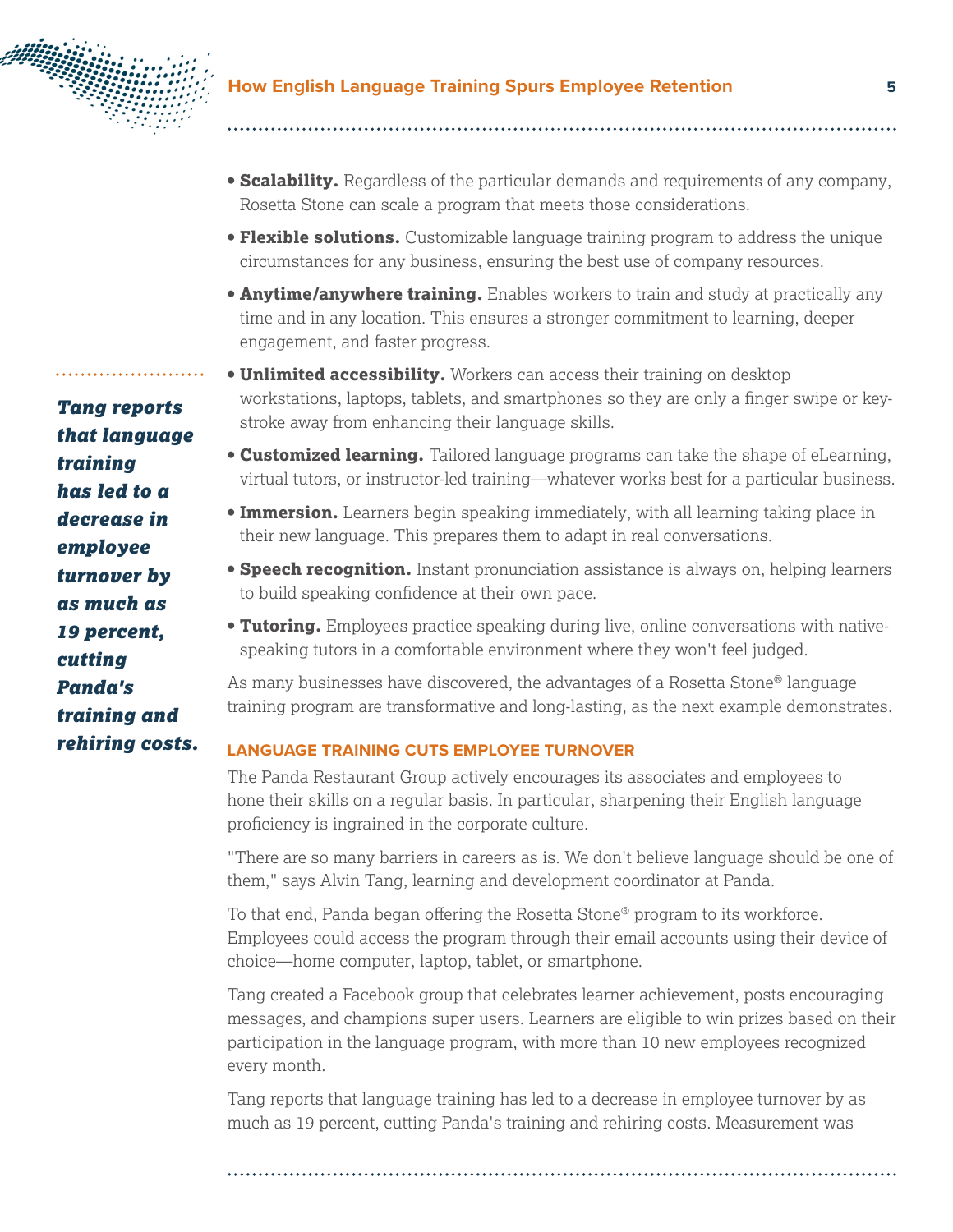- **Scalability.** Regardless of the particular demands and requirements of any company, Rosetta Stone can scale a program that meets those considerations.
- **Flexible solutions.** Customizable language training program to address the unique circumstances for any business, ensuring the best use of company resources.
- **Anytime/anywhere training.** Enables workers to train and study at practically any time and in any location. This ensures a stronger commitment to learning, deeper engagement, and faster progress.
- **Unlimited accessibility.** Workers can access their training on desktop workstations, laptops, tablets, and smartphones so they are only a finger swipe or keystroke away from enhancing their language skills.
- **Customized learning.** Tailored language programs can take the shape of eLearning, virtual tutors, or instructor-led training—whatever works best for a particular business.
- **Immersion.** Learners begin speaking immediately, with all learning taking place in their new language. This prepares them to adapt in real conversations.
- **Speech recognition.** Instant pronunciation assistance is always on, helping learners to build speaking confidence at their own pace.
- **Tutoring.** Employees practice speaking during live, online conversations with native-speaking tutors in a comfortable environment where they won't feel judged.

As many businesses have discovered, the advantages of a Rosetta Stone® language training program are transformative and long-lasting, as the next example demonstrates.

> ***Tang reports that language training has led to a decrease in employee turnover by as much as 19 percent, cutting Panda's training and rehiring costs.***

### LANGUAGE TRAINING CUTS EMPLOYEE TURNOVER

The Panda Restaurant Group actively encourages its associates and employees to hone their skills on a regular basis. In particular, sharpening their English language proficiency is ingrained in the corporate culture.

"There are so many barriers in careers as is. We don't believe language should be one of them," says Alvin Tang, learning and development coordinator at Panda.

To that end, Panda began offering the Rosetta Stone® program to its workforce. Employees could access the program through their email accounts using their device of choice—home computer, laptop, tablet, or smartphone.

Tang created a Facebook group that celebrates learner achievement, posts encouraging messages, and champions super users. Learners are eligible to win prizes based on their participation in the language program, with more than 10 new employees recognized every month.

Tang reports that language training has led to a decrease in employee turnover by as much as 19 percent, cutting Panda's training and rehiring costs. Measurement was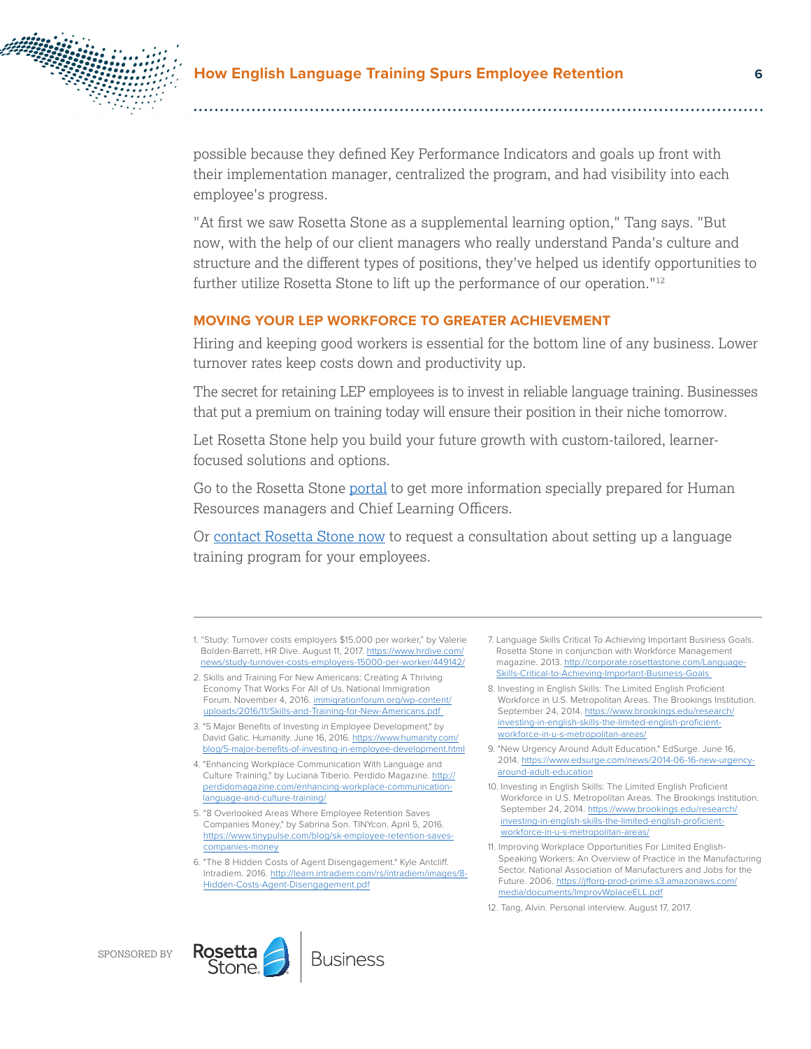possible because they defined Key Performance Indicators and goals up front with their implementation manager, centralized the program, and had visibility into each employee's progress.

"At first we saw Rosetta Stone as a supplemental learning option," Tang says. "But now, with the help of our client managers who really understand Panda's culture and structure and the different types of positions, they've helped us identify opportunities to further utilize Rosetta Stone to lift up the performance of our operation."[12]

## MOVING YOUR LEP WORKFORCE TO GREATER ACHIEVEMENT

Hiring and keeping good workers is essential for the bottom line of any business. Lower turnover rates keep costs down and productivity up.

The secret for retaining LEP employees is to invest in reliable language training. Businesses that put a premium on training today will ensure their position in their niche tomorrow.

Let Rosetta Stone help you build your future growth with custom-tailored, learner-focused solutions and options.

Go to the Rosetta Stone portal to get more information specially prepared for Human Resources managers and Chief Learning Officers.

Or contact Rosetta Stone now to request a consultation about setting up a language training program for your employees.

---

1. "Study: Turnover costs employers $15,000 per worker," by Valerie Bolden-Barrett, HR Dive. August 11, 2017. https://www.hrdive.com/news/study-turnover-costs-employers-15000-per-worker/449142/
2. Skills and Training For New Americans: Creating A Thriving Economy That Works For All of Us. National Immigration Forum. November 4, 2016. immigrationforum.org/wp-content/uploads/2016/11/Skills-and-Training-for-New-Americans.pdf
3. "5 Major Benefits of Investing in Employee Development," by David Galic. Humanity. June 16, 2016. https://www.humanity.com/blog/5-major-benefits-of-investing-in-employee-development.html
4. "Enhancing Workplace Communication With Language and Culture Training," by Luciana Tiberio. Perdido Magazine. http://perdidomagazine.com/enhancing-workplace-communication-language-and-culture-training/
5. "8 Overlooked Areas Where Employee Retention Saves Companies Money," by Sabrina Son. TINYcon. April 5, 2016. https://www.tinypulse.com/blog/sk-employee-retention-saves-companies-money
6. "The 8 Hidden Costs of Agent Disengagement." Kyle Antcliff. Intradiem. 2016. http://learn.intradiem.com/rs/intradiem/images/8-Hidden-Costs-Agent-Disengagement.pdf
7. Language Skills Critical To Achieving Important Business Goals. Rosetta Stone in conjunction with Workforce Management magazine. 2013. http://corporate.rosettastone.com/Language-Skills-Critical-to-Achieving-Important-Business-Goals
8. Investing in English Skills: The Limited English Proficient Workforce in U.S. Metropolitan Areas. The Brookings Institution. September 24, 2014. https://www.brookings.edu/research/investing-in-english-skills-the-limited-english-proficient-workforce-in-u-s-metropolitan-areas/
9. "New Urgency Around Adult Education." EdSurge. June 16, 2014. https://www.edsurge.com/news/2014-06-16-new-urgency-around-adult-education
10. Investing in English Skills: The Limited English Proficient Workforce in U.S. Metropolitan Areas. The Brookings Institution. September 24, 2014. https://www.brookings.edu/research/investing-in-english-skills-the-limited-english-proficient-workforce-in-u-s-metropolitan-areas/
11. Improving Workplace Opportunities For Limited English-Speaking Workers: An Overview of Practice in the Manufacturing Sector. National Association of Manufacturers and Jobs for the Future. 2006. https://jfforg-prod-prime.s3.amazonaws.com/media/documents/ImprovWplaceELL.pdf
12. Tang, Alvin. Personal interview. August 17, 2017.

SPONSORED BY Rosetta Stone Business